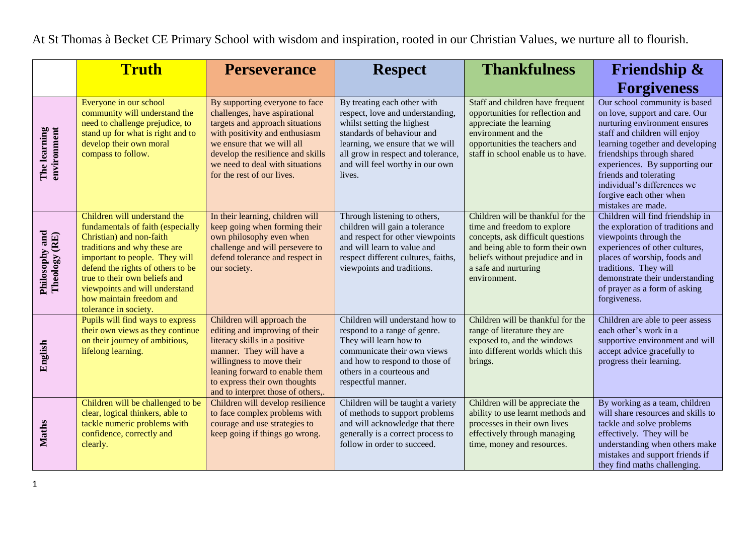At St Thomas à Becket CE Primary School with wisdom and inspiration, rooted in our Christian Values, we nurture all to flourish.

| | **Truth** | **Perseverance** | **Respect** | **Thankfulness** | **Friendship & Forgiveness** |
|---|---|---|---|---|---|
| **The learning environment** | Everyone in our school community will understand the need to challenge prejudice, to stand up for what is right and to develop their own moral compass to follow. | By supporting everyone to face challenges, have aspirational targets and approach situations with positivity and enthusiasm we ensure that we will all develop the resilience and skills we need to deal with situations for the rest of our lives. | By treating each other with respect, love and understanding, whilst setting the highest standards of behaviour and learning, we ensure that we will all grow in respect and tolerance, and will feel worthy in our own lives. | Staff and children have frequent opportunities for reflection and appreciate the learning environment and the opportunities the teachers and staff in school enable us to have. | Our school community is based on love, support and care. Our nurturing environment ensures staff and children will enjoy learning together and developing friendships through shared experiences. By supporting our friends and tolerating individual's differences we forgive each other when mistakes are made. |
| **Philosophy and Theology (RE)** | Children will understand the fundamentals of faith (especially Christian) and non-faith traditions and why these are important to people. They will defend the rights of others to be true to their own beliefs and viewpoints and will understand how maintain freedom and tolerance in society. | In their learning, children will keep going when forming their own philosophy even when challenge and will persevere to defend tolerance and respect in our society. | Through listening to others, children will gain a tolerance and respect for other viewpoints and will learn to value and respect different cultures, faiths, viewpoints and traditions. | Children will be thankful for the time and freedom to explore concepts, ask difficult questions and being able to form their own beliefs without prejudice and in a safe and nurturing environment. | Children will find friendship in the exploration of traditions and viewpoints through the experiences of other cultures, places of worship, foods and traditions. They will demonstrate their understanding of prayer as a form of asking forgiveness. |
| **English** | Pupils will find ways to express their own views as they continue on their journey of ambitious, lifelong learning. | Children will approach the editing and improving of their literacy skills in a positive manner. They will have a willingness to move their leaning forward to enable them to express their own thoughts and to interpret those of others,. | Children will understand how to respond to a range of genre. They will learn how to communicate their own views and how to respond to those of others in a courteous and respectful manner. | Children will be thankful for the range of literature they are exposed to, and the windows into different worlds which this brings. | Children are able to peer assess each other's work in a supportive environment and will accept advice gracefully to progress their learning. |
| **Maths** | Children will be challenged to be clear, logical thinkers, able to tackle numeric problems with confidence, correctly and clearly. | Children will develop resilience to face complex problems with courage and use strategies to keep going if things go wrong. | Children will be taught a variety of methods to support problems and will acknowledge that there generally is a correct process to follow in order to succeed. | Children will be appreciate the ability to use learnt methods and processes in their own lives effectively through managing time, money and resources. | By working as a team, children will share resources and skills to tackle and solve problems effectively. They will be understanding when others make mistakes and support friends if they find maths challenging. |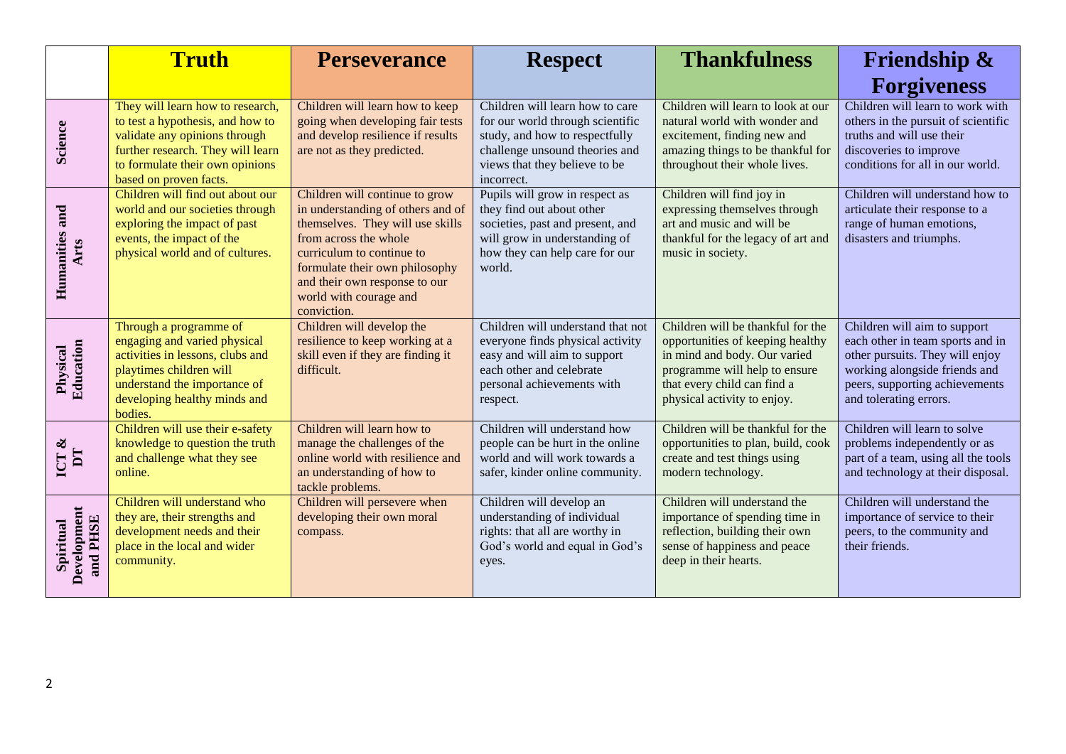| | Truth | Perseverance | Respect | Thankfulness | Friendship & Forgiveness |
|---|---|---|---|---|---|
| **Science** | They will learn how to research, to test a hypothesis, and how to validate any opinions through further research. They will learn to formulate their own opinions based on proven facts. | Children will learn how to keep going when developing fair tests and develop resilience if results are not as they predicted. | Children will learn how to care for our world through scientific study, and how to respectfully challenge unsound theories and views that they believe to be incorrect. | Children will learn to look at our natural world with wonder and excitement, finding new and amazing things to be thankful for throughout their whole lives. | Children will learn to work with others in the pursuit of scientific truths and will use their discoveries to improve conditions for all in our world. |
| **Humanities and Arts** | Children will find out about our world and our societies through exploring the impact of past events, the impact of the physical world and of cultures. | Children will continue to grow in understanding of others and of themselves. They will use skills from across the whole curriculum to continue to formulate their own philosophy and their own response to our world with courage and conviction. | Pupils will grow in respect as they find out about other societies, past and present, and will grow in understanding of how they can help care for our world. | Children will find joy in expressing themselves through art and music and will be thankful for the legacy of art and music in society. | Children will understand how to articulate their response to a range of human emotions, disasters and triumphs. |
| **Physical Education** | Through a programme of engaging and varied physical activities in lessons, clubs and playtimes children will understand the importance of developing healthy minds and bodies. | Children will develop the resilience to keep working at a skill even if they are finding it difficult. | Children will understand that not everyone finds physical activity easy and will aim to support each other and celebrate personal achievements with respect. | Children will be thankful for the opportunities of keeping healthy in mind and body. Our varied programme will help to ensure that every child can find a physical activity to enjoy. | Children will aim to support each other in team sports and in other pursuits. They will enjoy working alongside friends and peers, supporting achievements and tolerating errors. |
| **ICT & DT** | Children will use their e-safety knowledge to question the truth and challenge what they see online. | Children will learn how to manage the challenges of the online world with resilience and an understanding of how to tackle problems. | Children will understand how people can be hurt in the online world and will work towards a safer, kinder online community. | Children will be thankful for the opportunities to plan, build, cook create and test things using modern technology. | Children will learn to solve problems independently or as part of a team, using all the tools and technology at their disposal. |
| **Spiritual Development and PHSE** | Children will understand who they are, their strengths and development needs and their place in the local and wider community. | Children will persevere when developing their own moral compass. | Children will develop an understanding of individual rights: that all are worthy in God's world and equal in God's eyes. | Children will understand the importance of spending time in reflection, building their own sense of happiness and peace deep in their hearts. | Children will understand the importance of service to their peers, to the community and their friends. |